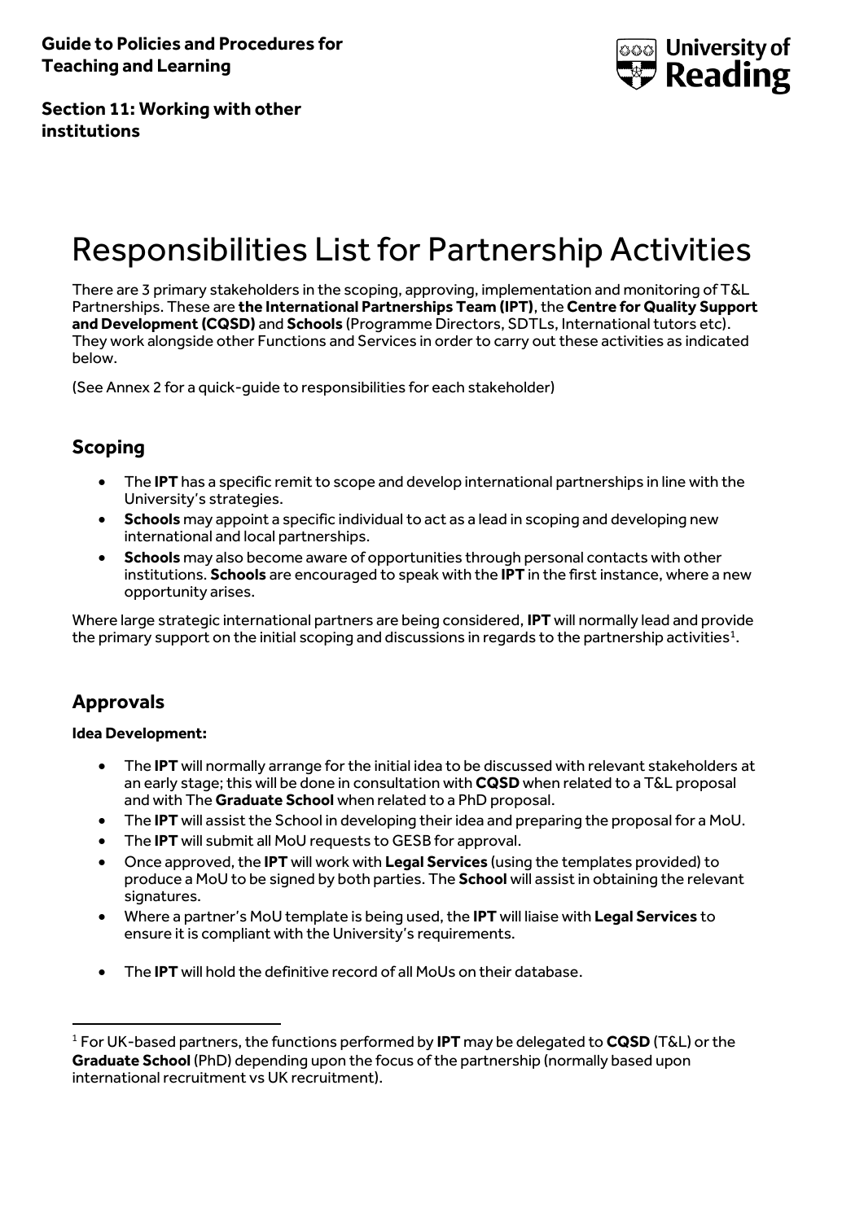**Guide to Policies and Procedures for Teaching and Learning**

**Section 11: Working with other institutions**

# Responsibilities List for Partnership Activities

There are 3 primary stakeholders in the scoping, approving, implementation and monitoring of T&L Partnerships. These are **the International Partnerships Team (IPT)**, the **Centre for Quality Support and Development (CQSD)** and **Schools** (Programme Directors, SDTLs, International tutors etc). They work alongside other Functions and Services in order to carry out these activities as indicated below.

(See Annex 2 for a quick-guide to responsibilities for each stakeholder)

## Scoping

- The **IPT** has a specific remit to scope and develop international partnerships in line with the University's strategies.
- **Schools** may appoint a specific individual to act as a lead in scoping and developing new international and local partnerships.
- **Schools** may also become aware of opportunities through personal contacts with other institutions. **Schools** are encouraged to speak with the **IPT** in the first instance, where a new opportunity arises.

Where large strategic international partners are being considered, **IPT** will normally lead and provide the primary support on the initial scoping and discussions in regards to the partnership activities[1].

## Approvals

**Idea Development:**

- The **IPT** will normally arrange for the initial idea to be discussed with relevant stakeholders at an early stage; this will be done in consultation with **CQSD** when related to a T&L proposal and with The **Graduate School** when related to a PhD proposal.
- The **IPT** will assist the School in developing their idea and preparing the proposal for a MoU.
- The **IPT** will submit all MoU requests to GESB for approval.
- Once approved, the **IPT** will work with **Legal Services** (using the templates provided) to produce a MoU to be signed by both parties. The **School** will assist in obtaining the relevant signatures.
- Where a partner's MoU template is being used, the **IPT** will liaise with **Legal Services** to ensure it is compliant with the University's requirements.
- The **IPT** will hold the definitive record of all MoUs on their database.

[1] For UK-based partners, the functions performed by **IPT** may be delegated to **CQSD** (T&L) or the **Graduate School** (PhD) depending upon the focus of the partnership (normally based upon international recruitment vs UK recruitment).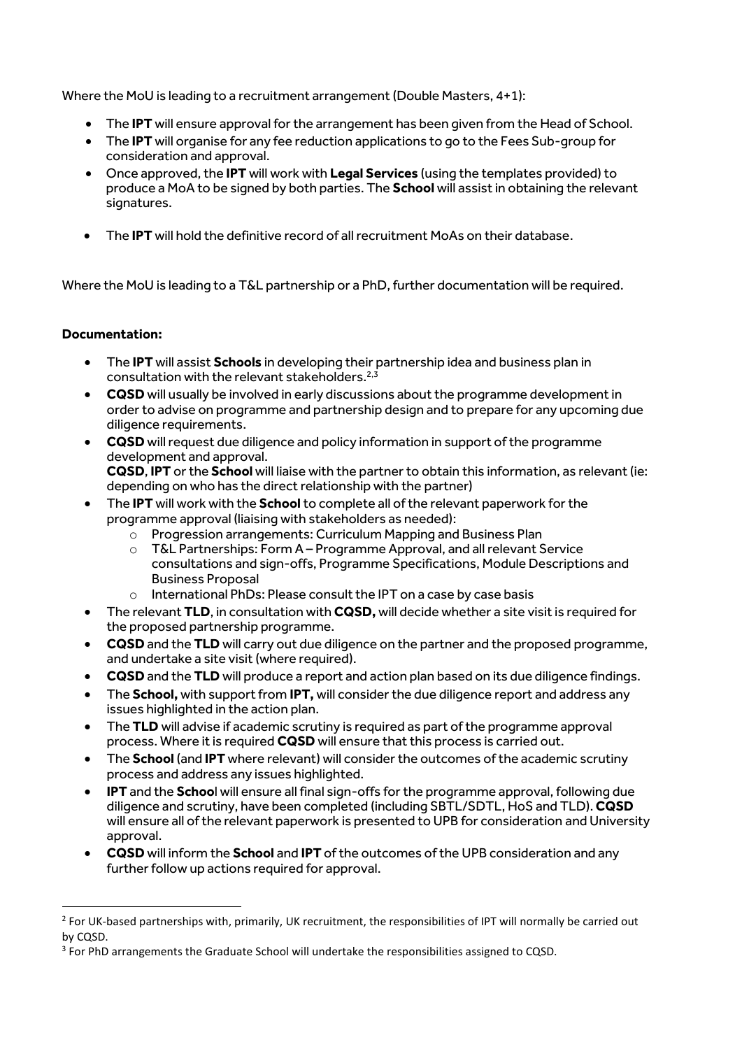Where the MoU is leading to a recruitment arrangement (Double Masters, 4+1):

- The **IPT** will ensure approval for the arrangement has been given from the Head of School.
- The **IPT** will organise for any fee reduction applications to go to the Fees Sub-group for consideration and approval.
- Once approved, the **IPT** will work with **Legal Services** (using the templates provided) to produce a MoA to be signed by both parties. The **School** will assist in obtaining the relevant signatures.
- The **IPT** will hold the definitive record of all recruitment MoAs on their database.

Where the MoU is leading to a T&L partnership or a PhD, further documentation will be required.

**Documentation:**

- The **IPT** will assist **Schools** in developing their partnership idea and business plan in consultation with the relevant stakeholders.[2,3]
- **CQSD** will usually be involved in early discussions about the programme development in order to advise on programme and partnership design and to prepare for any upcoming due diligence requirements.
- **CQSD** will request due diligence and policy information in support of the programme development and approval.
  **CQSD**, **IPT** or the **School** will liaise with the partner to obtain this information, as relevant (ie: depending on who has the direct relationship with the partner)
- The **IPT** will work with the **School** to complete all of the relevant paperwork for the programme approval (liaising with stakeholders as needed):
  - Progression arrangements: Curriculum Mapping and Business Plan
  - T&L Partnerships: Form A – Programme Approval, and all relevant Service consultations and sign-offs, Programme Specifications, Module Descriptions and Business Proposal
  - International PhDs: Please consult the IPT on a case by case basis
- The relevant **TLD**, in consultation with **CQSD,** will decide whether a site visit is required for the proposed partnership programme.
- **CQSD** and the **TLD** will carry out due diligence on the partner and the proposed programme, and undertake a site visit (where required).
- **CQSD** and the **TLD** will produce a report and action plan based on its due diligence findings.
- The **School,** with support from **IPT,** will consider the due diligence report and address any issues highlighted in the action plan.
- The **TLD** will advise if academic scrutiny is required as part of the programme approval process. Where it is required **CQSD** will ensure that this process is carried out.
- The **School** (and **IPT** where relevant) will consider the outcomes of the academic scrutiny process and address any issues highlighted.
- **IPT** and the **Schoo**l will ensure all final sign-offs for the programme approval, following due diligence and scrutiny, have been completed (including SBTL/SDTL, HoS and TLD). **CQSD** will ensure all of the relevant paperwork is presented to UPB for consideration and University approval.
- **CQSD** will inform the **School** and **IPT** of the outcomes of the UPB consideration and any further follow up actions required for approval.

---

[2] For UK-based partnerships with, primarily, UK recruitment, the responsibilities of IPT will normally be carried out by CQSD.

[3] For PhD arrangements the Graduate School will undertake the responsibilities assigned to CQSD.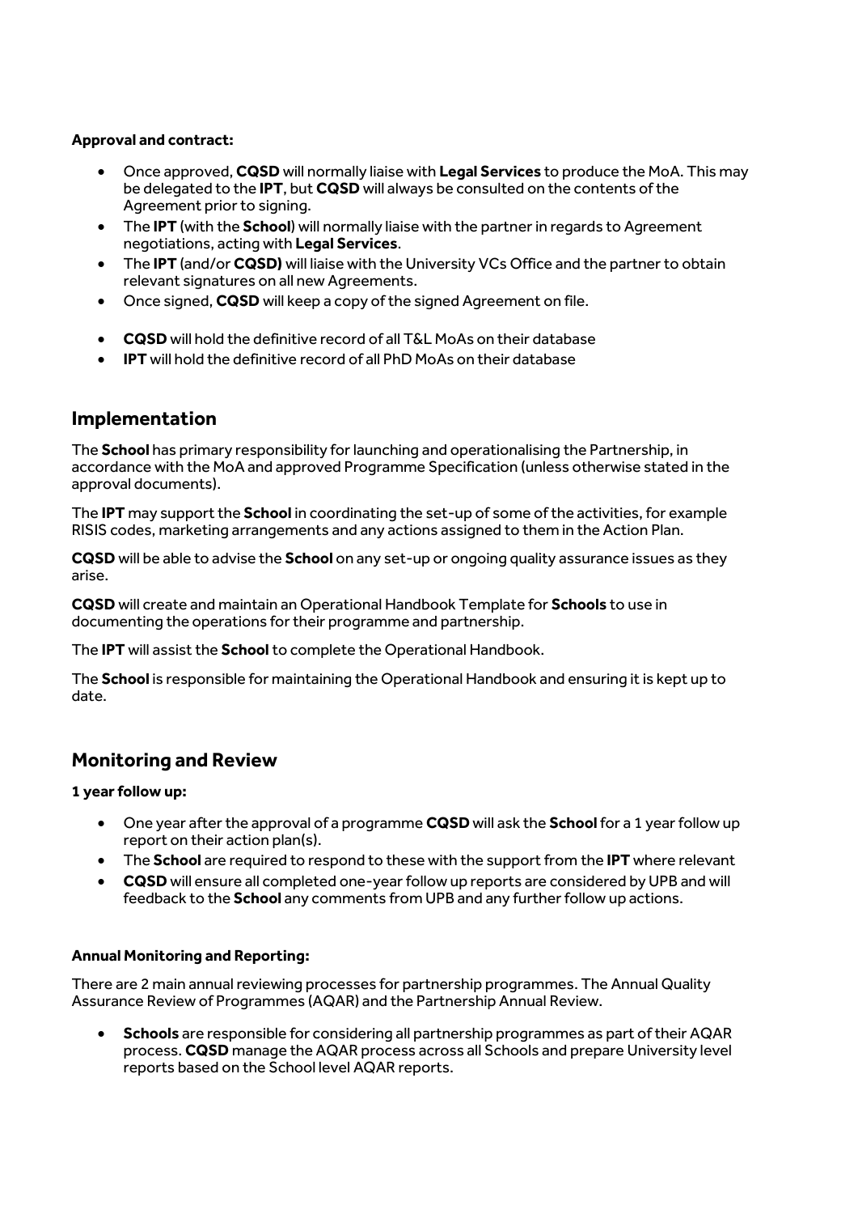**Approval and contract:**

- Once approved, **CQSD** will normally liaise with **Legal Services** to produce the MoA. This may be delegated to the **IPT**, but **CQSD** will always be consulted on the contents of the Agreement prior to signing.
- The **IPT** (with the **School**) will normally liaise with the partner in regards to Agreement negotiations, acting with **Legal Services**.
- The **IPT** (and/or **CQSD)** will liaise with the University VCs Office and the partner to obtain relevant signatures on all new Agreements.
- Once signed, **CQSD** will keep a copy of the signed Agreement on file.

- **CQSD** will hold the definitive record of all T&L MoAs on their database
- **IPT** will hold the definitive record of all PhD MoAs on their database

## Implementation

The **School** has primary responsibility for launching and operationalising the Partnership, in accordance with the MoA and approved Programme Specification (unless otherwise stated in the approval documents).

The **IPT** may support the **School** in coordinating the set-up of some of the activities, for example RISIS codes, marketing arrangements and any actions assigned to them in the Action Plan.

**CQSD** will be able to advise the **School** on any set-up or ongoing quality assurance issues as they arise.

**CQSD** will create and maintain an Operational Handbook Template for **Schools** to use in documenting the operations for their programme and partnership.

The **IPT** will assist the **School** to complete the Operational Handbook.

The **School** is responsible for maintaining the Operational Handbook and ensuring it is kept up to date.

## Monitoring and Review

**1 year follow up:**

- One year after the approval of a programme **CQSD** will ask the **School** for a 1 year follow up report on their action plan(s).
- The **School** are required to respond to these with the support from the **IPT** where relevant
- **CQSD** will ensure all completed one-year follow up reports are considered by UPB and will feedback to the **School** any comments from UPB and any further follow up actions.

**Annual Monitoring and Reporting:**

There are 2 main annual reviewing processes for partnership programmes. The Annual Quality Assurance Review of Programmes (AQAR) and the Partnership Annual Review.

- **Schools** are responsible for considering all partnership programmes as part of their AQAR process. **CQSD** manage the AQAR process across all Schools and prepare University level reports based on the School level AQAR reports.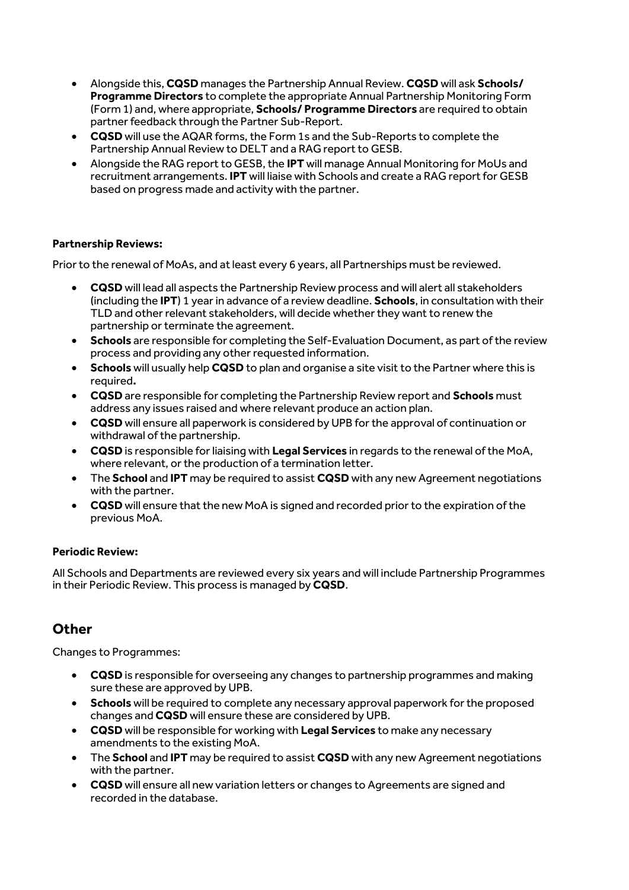- Alongside this, **CQSD** manages the Partnership Annual Review. **CQSD** will ask **Schools/ Programme Directors** to complete the appropriate Annual Partnership Monitoring Form (Form 1) and, where appropriate, **Schools/ Programme Directors** are required to obtain partner feedback through the Partner Sub-Report.
- **CQSD** will use the AQAR forms, the Form 1s and the Sub-Reports to complete the Partnership Annual Review to DELT and a RAG report to GESB.
- Alongside the RAG report to GESB, the **IPT** will manage Annual Monitoring for MoUs and recruitment arrangements. **IPT** will liaise with Schools and create a RAG report for GESB based on progress made and activity with the partner.

**Partnership Reviews:**

Prior to the renewal of MoAs, and at least every 6 years, all Partnerships must be reviewed.

- **CQSD** will lead all aspects the Partnership Review process and will alert all stakeholders (including the **IPT**) 1 year in advance of a review deadline. **Schools**, in consultation with their TLD and other relevant stakeholders, will decide whether they want to renew the partnership or terminate the agreement.
- **Schools** are responsible for completing the Self-Evaluation Document, as part of the review process and providing any other requested information.
- **Schools** will usually help **CQSD** to plan and organise a site visit to the Partner where this is required**.**
- **CQSD** are responsible for completing the Partnership Review report and **Schools** must address any issues raised and where relevant produce an action plan.
- **CQSD** will ensure all paperwork is considered by UPB for the approval of continuation or withdrawal of the partnership.
- **CQSD** is responsible for liaising with **Legal Services** in regards to the renewal of the MoA, where relevant, or the production of a termination letter.
- The **School** and **IPT** may be required to assist **CQSD** with any new Agreement negotiations with the partner.
- **CQSD** will ensure that the new MoA is signed and recorded prior to the expiration of the previous MoA.

**Periodic Review:**

All Schools and Departments are reviewed every six years and will include Partnership Programmes in their Periodic Review. This process is managed by **CQSD**.

## Other

Changes to Programmes:

- **CQSD** is responsible for overseeing any changes to partnership programmes and making sure these are approved by UPB.
- **Schools** will be required to complete any necessary approval paperwork for the proposed changes and **CQSD** will ensure these are considered by UPB.
- **CQSD** will be responsible for working with **Legal Services** to make any necessary amendments to the existing MoA.
- The **School** and **IPT** may be required to assist **CQSD** with any new Agreement negotiations with the partner.
- **CQSD** will ensure all new variation letters or changes to Agreements are signed and recorded in the database.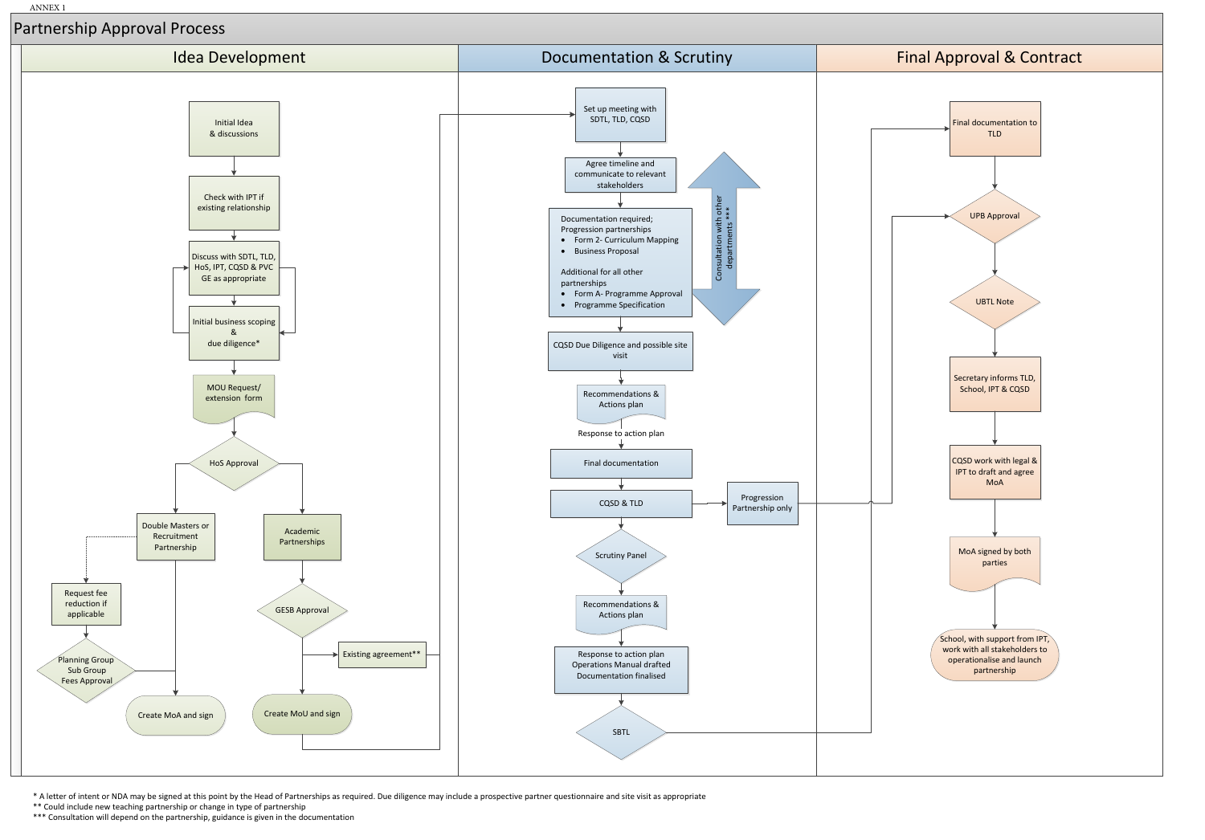ANNEX 1

# Partnership Approval Process

## Idea Development

- Initial Idea & discussions
- Check with IPT if existing relationship
- Discuss with SDTL, TLD, HoS, IPT, CQSD & PVC GE as appropriate
- Initial business scoping & due diligence*
- MOU Request/ extension form
- HoS Approval
  - Double Masters or Recruitment Partnership
    - Request fee reduction if applicable
    - Planning Group Sub Group Fees Approval
    - Create MoA and sign
  - Academic Partnerships
    - GESB Approval
    - Existing agreement**
    - Create MoU and sign

## Documentation & Scrutiny

- Set up meeting with SDTL, TLD, CQSD
- Agree timeline and communicate to relevant stakeholders
- Documentation required; Progression partnerships
  - Form 2- Curriculum Mapping
  - Business Proposal

  Additional for all other partnerships
  - Form A- Programme Approval
  - Programme Specification
- Consultation with other departments ***
- CQSD Due Diligence and possible site visit
- Recommendations & Actions plan
- Response to action plan
- Final documentation
- CQSD & TLD
  - Progression Partnership only
- Scrutiny Panel
- Recommendations & Actions plan
- Response to action plan Operations Manual drafted Documentation finalised
- SBTL

## Final Approval & Contract

- Final documentation to TLD
- UPB Approval
- UBTL Note
- Secretary informs TLD, School, IPT & CQSD
- CQSD work with legal & IPT to draft and agree MoA
- MoA signed by both parties
- School, with support from IPT, work with all stakeholders to operationalise and launch partnership

\* A letter of intent or NDA may be signed at this point by the Head of Partnerships as required. Due diligence may include a prospective partner questionnaire and site visit as appropriate
** Could include new teaching partnership or change in type of partnership
*** Consultation will depend on the partnership, guidance is given in the documentation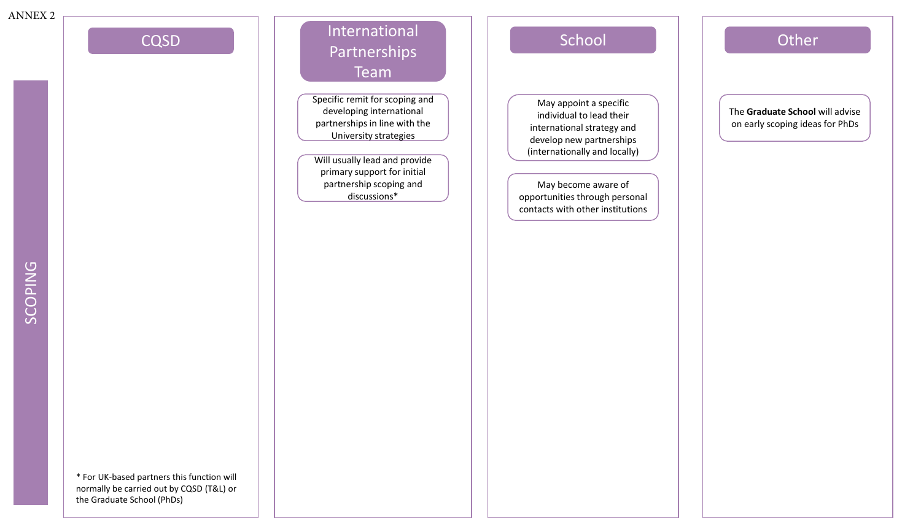ANNEX 2

# SCOPING

| CQSD | International Partnerships Team | School | Other |
| --- | --- | --- | --- |
| | Specific remit for scoping and developing international partnerships in line with the University strategies | May appoint a specific individual to lead their international strategy and develop new partnerships (internationally and locally) | The **Graduate School** will advise on early scoping ideas for PhDs |
| | Will usually lead and provide primary support for initial partnership scoping and discussions* | May become aware of opportunities through personal contacts with other institutions | |

* For UK-based partners this function will normally be carried out by CQSD (T&L) or the Graduate School (PhDs)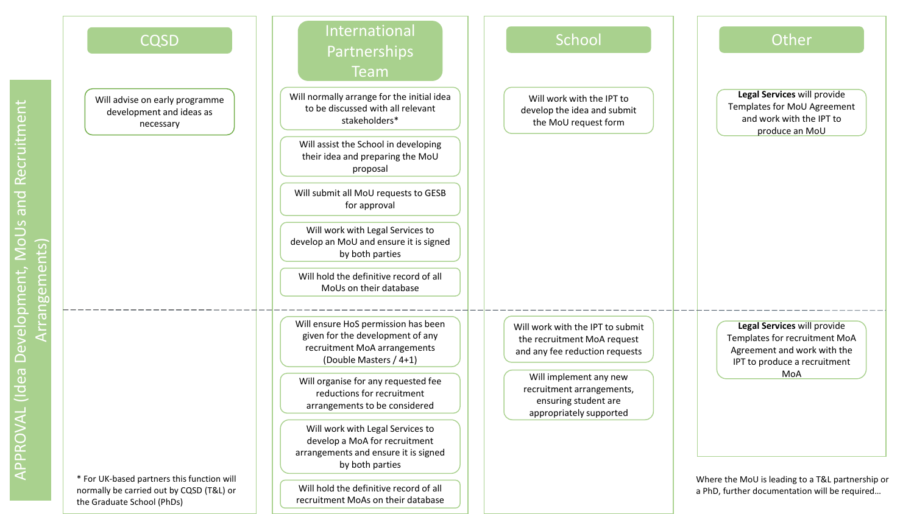# APPROVAL (Idea Development, MoUs and Recruitment Arrangements)

| CQSD | International Partnerships Team | School | Other |
|---|---|---|---|
| Will advise on early programme development and ideas as necessary | Will normally arrange for the initial idea to be discussed with all relevant stakeholders* | Will work with the IPT to develop the idea and submit the MoU request form | **Legal Services** will provide Templates for MoU Agreement and work with the IPT to produce an MoU |
| | Will assist the School in developing their idea and preparing the MoU proposal | | |
| | Will submit all MoU requests to GESB for approval | | |
| | Will work with Legal Services to develop an MoU and ensure it is signed by both parties | | |
| | Will hold the definitive record of all MoUs on their database | | |
| | Will ensure HoS permission has been given for the development of any recruitment MoA arrangements (Double Masters / 4+1) | Will work with the IPT to submit the recruitment MoA request and any fee reduction requests | **Legal Services** will provide Templates for recruitment MoA Agreement and work with the IPT to produce a recruitment MoA |
| | Will organise for any requested fee reductions for recruitment arrangements to be considered | Will implement any new recruitment arrangements, ensuring student are appropriately supported | |
| | Will work with Legal Services to develop a MoA for recruitment arrangements and ensure it is signed by both parties | | |
| | Will hold the definitive record of all recruitment MoAs on their database | | |

\* For UK-based partners this function will normally be carried out by CQSD (T&L) or the Graduate School (PhDs)

Where the MoU is leading to a T&L partnership or a PhD, further documentation will be required…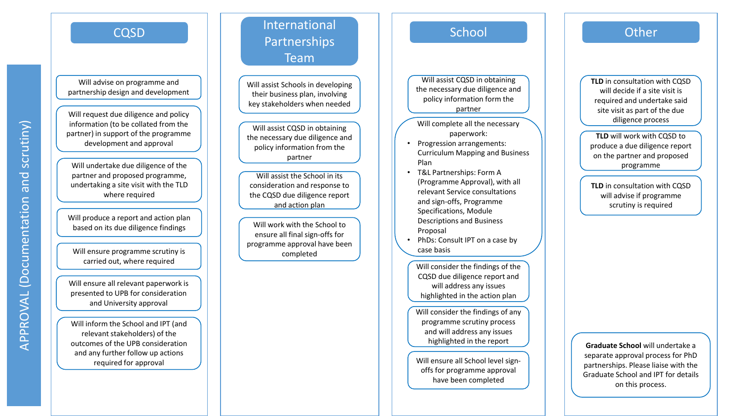# APPROVAL (Documentation and scrutiny)

## CQSD

- Will advise on programme and partnership design and development
- Will request due diligence and policy information (to be collated from the partner) in support of the programme development and approval
- Will undertake due diligence of the partner and proposed programme, undertaking a site visit with the TLD where required
- Will produce a report and action plan based on its due diligence findings
- Will ensure programme scrutiny is carried out, where required
- Will ensure all relevant paperwork is presented to UPB for consideration and University approval
- Will inform the School and IPT (and relevant stakeholders) of the outcomes of the UPB consideration and any further follow up actions required for approval

## International Partnerships Team

- Will assist Schools in developing their business plan, involving key stakeholders when needed
- Will assist CQSD in obtaining the necessary due diligence and policy information from the partner
- Will assist the School in its consideration and response to the CQSD due diligence report and action plan
- Will work with the School to ensure all final sign-offs for programme approval have been completed

## School

- Will assist CQSD in obtaining the necessary due diligence and policy information form the partner
- Will complete all the necessary paperwork:
  - Progression arrangements: Curriculum Mapping and Business Plan
  - T&L Partnerships: Form A (Programme Approval), with all relevant Service consultations and sign-offs, Programme Specifications, Module Descriptions and Business Proposal
  - PhDs: Consult IPT on a case by case basis
- Will consider the findings of the CQSD due diligence report and will address any issues highlighted in the action plan
- Will consider the findings of any programme scrutiny process and will address any issues highlighted in the report
- Will ensure all School level sign-offs for programme approval have been completed

## Other

- **TLD** in consultation with CQSD will decide if a site visit is required and undertake said site visit as part of the due diligence process
- **TLD** will work with CQSD to produce a due diligence report on the partner and proposed programme
- **TLD** in consultation with CQSD will advise if programme scrutiny is required
- **Graduate School** will undertake a separate approval process for PhD partnerships. Please liaise with the Graduate School and IPT for details on this process.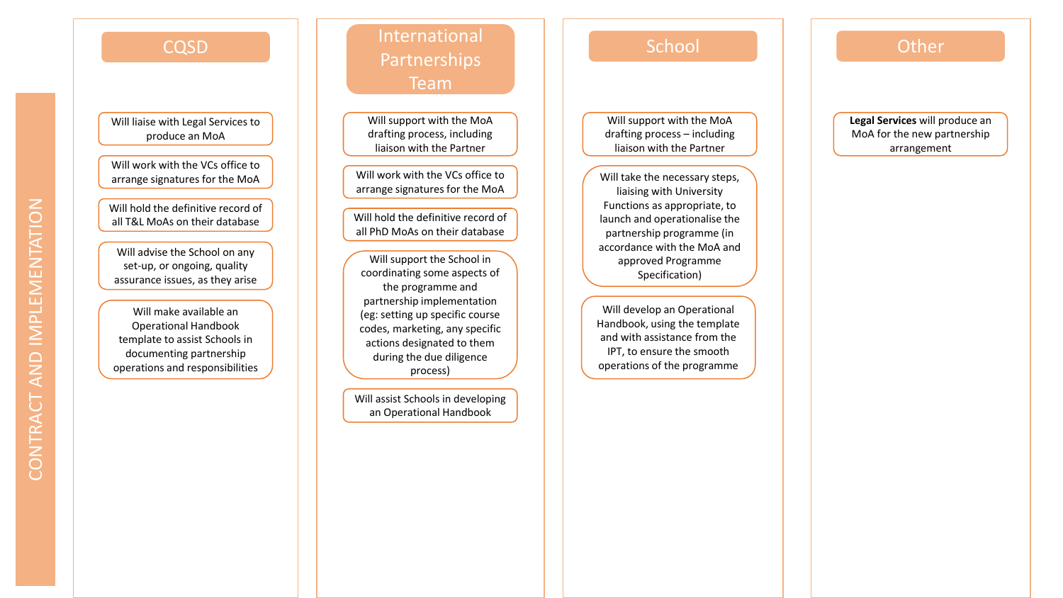# CONTRACT AND IMPLEMENTATION

## CQSD

- Will liaise with Legal Services to produce an MoA
- Will work with the VCs office to arrange signatures for the MoA
- Will hold the definitive record of all T&L MoAs on their database
- Will advise the School on any set-up, or ongoing, quality assurance issues, as they arise
- Will make available an Operational Handbook template to assist Schools in documenting partnership operations and responsibilities

## International Partnerships Team

- Will support with the MoA drafting process, including liaison with the Partner
- Will work with the VCs office to arrange signatures for the MoA
- Will hold the definitive record of all PhD MoAs on their database
- Will support the School in coordinating some aspects of the programme and partnership implementation (eg: setting up specific course codes, marketing, any specific actions designated to them during the due diligence process)
- Will assist Schools in developing an Operational Handbook

## School

- Will support with the MoA drafting process – including liaison with the Partner
- Will take the necessary steps, liaising with University Functions as appropriate, to launch and operationalise the partnership programme (in accordance with the MoA and approved Programme Specification)
- Will develop an Operational Handbook, using the template and with assistance from the IPT, to ensure the smooth operations of the programme

## Other

- **Legal Services** will produce an MoA for the new partnership arrangement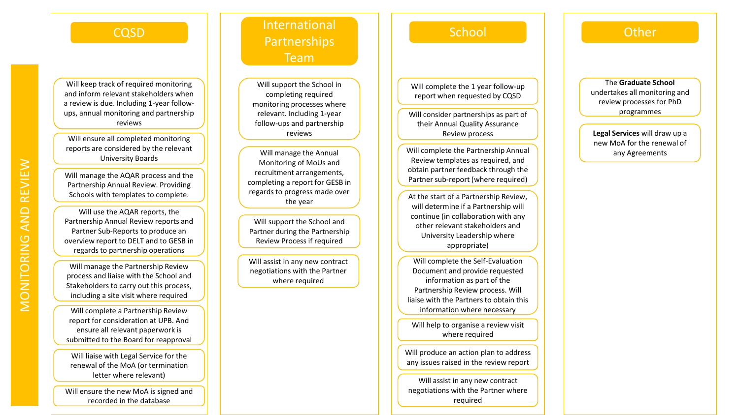# MONITORING AND REVIEW

## CQSD

- Will keep track of required monitoring and inform relevant stakeholders when a review is due. Including 1-year follow-ups, annual monitoring and partnership reviews
- Will ensure all completed monitoring reports are considered by the relevant University Boards
- Will manage the AQAR process and the Partnership Annual Review. Providing Schools with templates to complete.
- Will use the AQAR reports, the Partnership Annual Review reports and Partner Sub-Reports to produce an overview report to DELT and to GESB in regards to partnership operations
- Will manage the Partnership Review process and liaise with the School and Stakeholders to carry out this process, including a site visit where required
- Will complete a Partnership Review report for consideration at UPB. And ensure all relevant paperwork is submitted to the Board for reapproval
- Will liaise with Legal Service for the renewal of the MoA (or termination letter where relevant)
- Will ensure the new MoA is signed and recorded in the database

## International Partnerships Team

- Will support the School in completing required monitoring processes where relevant. Including 1-year follow-ups and partnership reviews
- Will manage the Annual Monitoring of MoUs and recruitment arrangements, completing a report for GESB in regards to progress made over the year
- Will support the School and Partner during the Partnership Review Process if required
- Will assist in any new contract negotiations with the Partner where required

## School

- Will complete the 1 year follow-up report when requested by CQSD
- Will consider partnerships as part of their Annual Quality Assurance Review process
- Will complete the Partnership Annual Review templates as required, and obtain partner feedback through the Partner sub-report (where required)
- At the start of a Partnership Review, will determine if a Partnership will continue (in collaboration with any other relevant stakeholders and University Leadership where appropriate)
- Will complete the Self-Evaluation Document and provide requested information as part of the Partnership Review process. Will liaise with the Partners to obtain this information where necessary
- Will help to organise a review visit where required
- Will produce an action plan to address any issues raised in the review report
- Will assist in any new contract negotiations with the Partner where required

## Other

- The **Graduate School** undertakes all monitoring and review processes for PhD programmes
- **Legal Services** will draw up a new MoA for the renewal of any Agreements